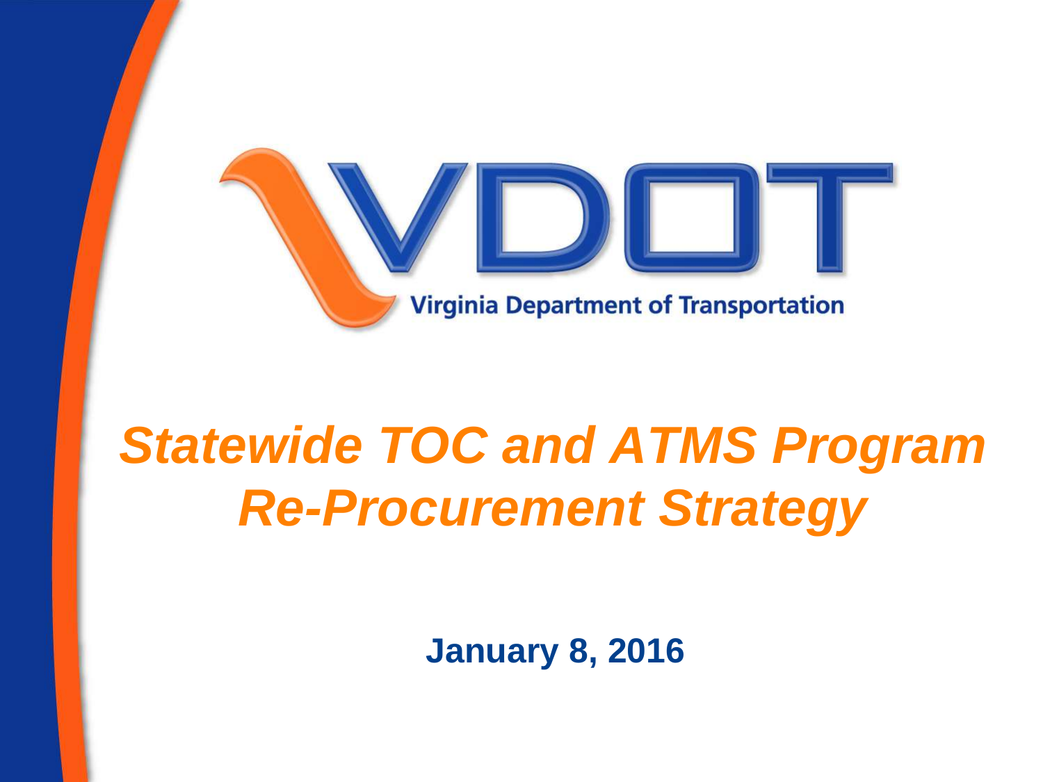VDOT

Virginia Department of Transportation

# *Statewide TOC and ATMS Program Re-Procurement Strategy*

**January 8, 2016**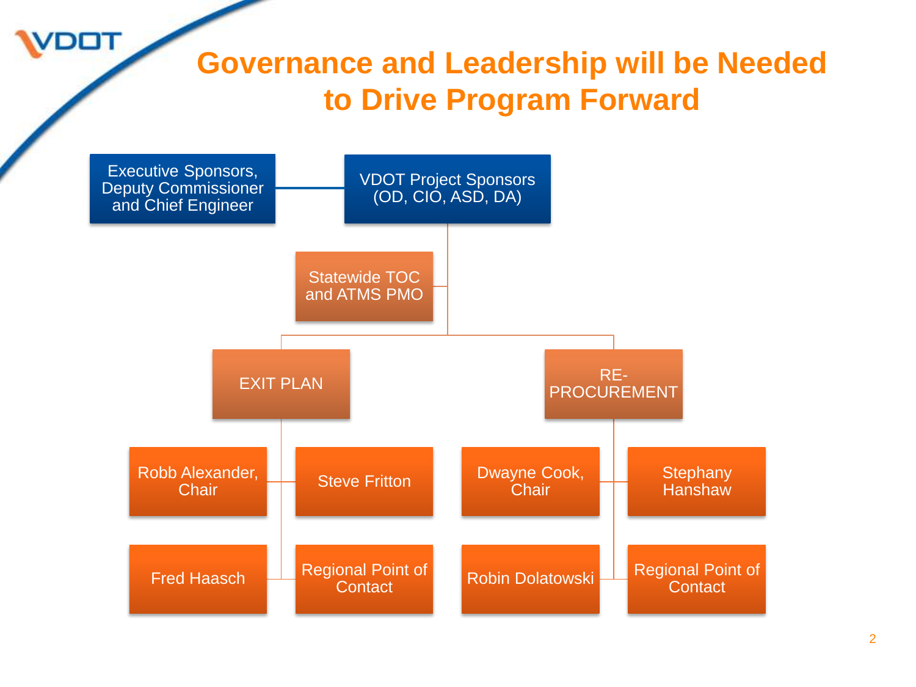# Governance and Leadership will be Needed to Drive Program Forward

- Executive Sponsors, Deputy Commissioner and Chief Engineer
- VDOT Project Sponsors (OD, CIO, ASD, DA)
  - Statewide TOC and ATMS PMO
  - EXIT PLAN
    - Robb Alexander, Chair
    - Steve Fritton
    - Fred Haasch
    - Regional Point of Contact
  - RE-PROCUREMENT
    - Dwayne Cook, Chair
    - Stephany Hanshaw
    - Robin Dolatowski
    - Regional Point of Contact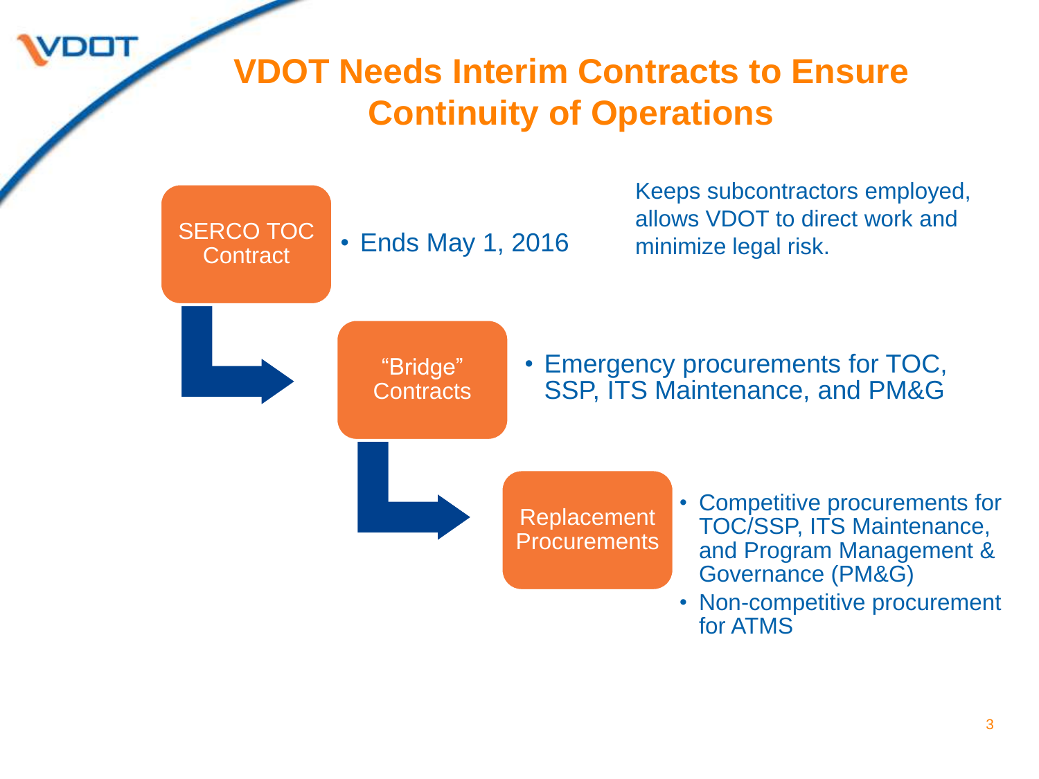# VDOT Needs Interim Contracts to Ensure Continuity of Operations

**SERCO TOC Contract**

- Ends May 1, 2016

Keeps subcontractors employed, allows VDOT to direct work and minimize legal risk.

**"Bridge" Contracts**

- Emergency procurements for TOC, SSP, ITS Maintenance, and PM&G

**Replacement Procurements**

- Competitive procurements for TOC/SSP, ITS Maintenance, and Program Management & Governance (PM&G)
- Non-competitive procurement for ATMS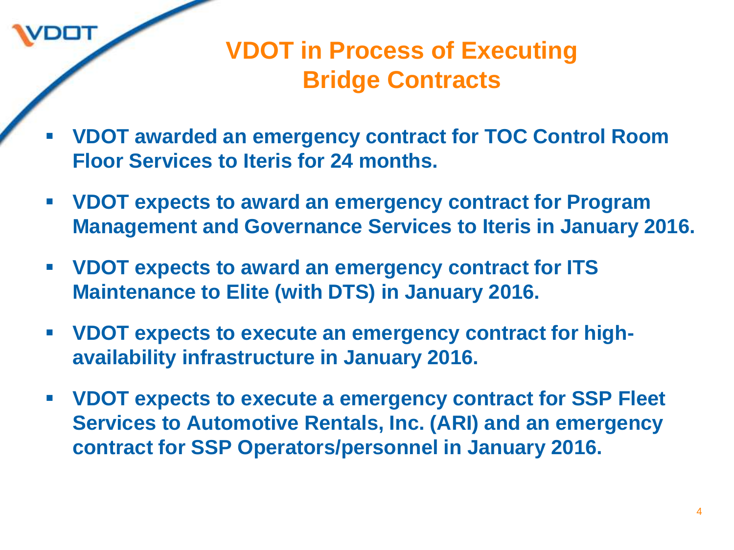# VDOT in Process of Executing Bridge Contracts

- **VDOT awarded an emergency contract for TOC Control Room Floor Services to Iteris for 24 months.**
- **VDOT expects to award an emergency contract for Program Management and Governance Services to Iteris in January 2016.**
- **VDOT expects to award an emergency contract for ITS Maintenance to Elite (with DTS) in January 2016.**
- **VDOT expects to execute an emergency contract for high-availability infrastructure in January 2016.**
- **VDOT expects to execute a emergency contract for SSP Fleet Services to Automotive Rentals, Inc. (ARI) and an emergency contract for SSP Operators/personnel in January 2016.**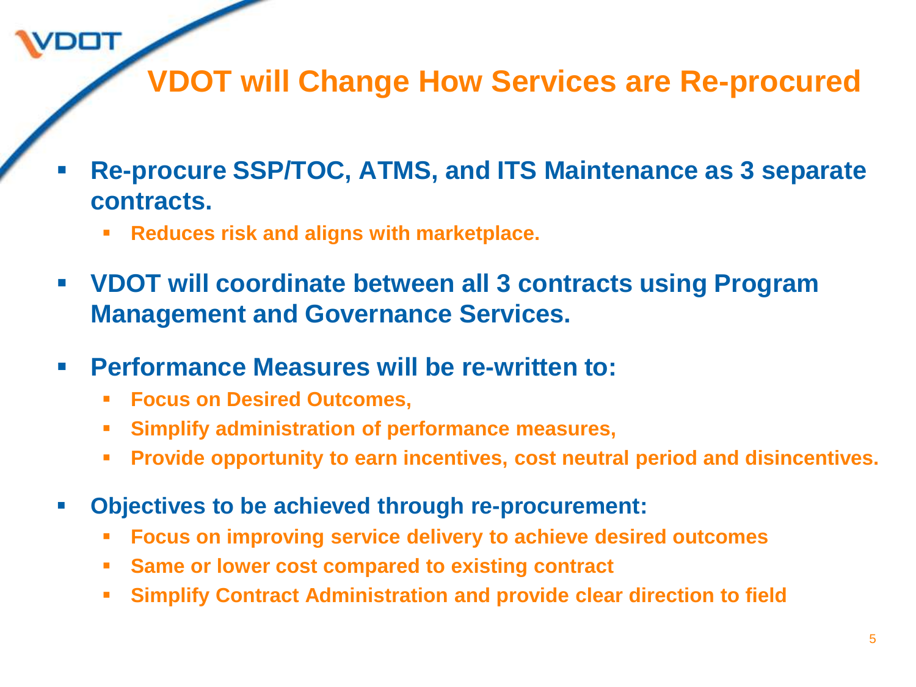# VDOT will Change How Services are Re-procured

- **Re-procure SSP/TOC, ATMS, and ITS Maintenance as 3 separate contracts.**
  - **Reduces risk and aligns with marketplace.**
- **VDOT will coordinate between all 3 contracts using Program Management and Governance Services.**
- **Performance Measures will be re-written to:**
  - **Focus on Desired Outcomes,**
  - **Simplify administration of performance measures,**
  - **Provide opportunity to earn incentives, cost neutral period and disincentives.**
- **Objectives to be achieved through re-procurement:**
  - **Focus on improving service delivery to achieve desired outcomes**
  - **Same or lower cost compared to existing contract**
  - **Simplify Contract Administration and provide clear direction to field**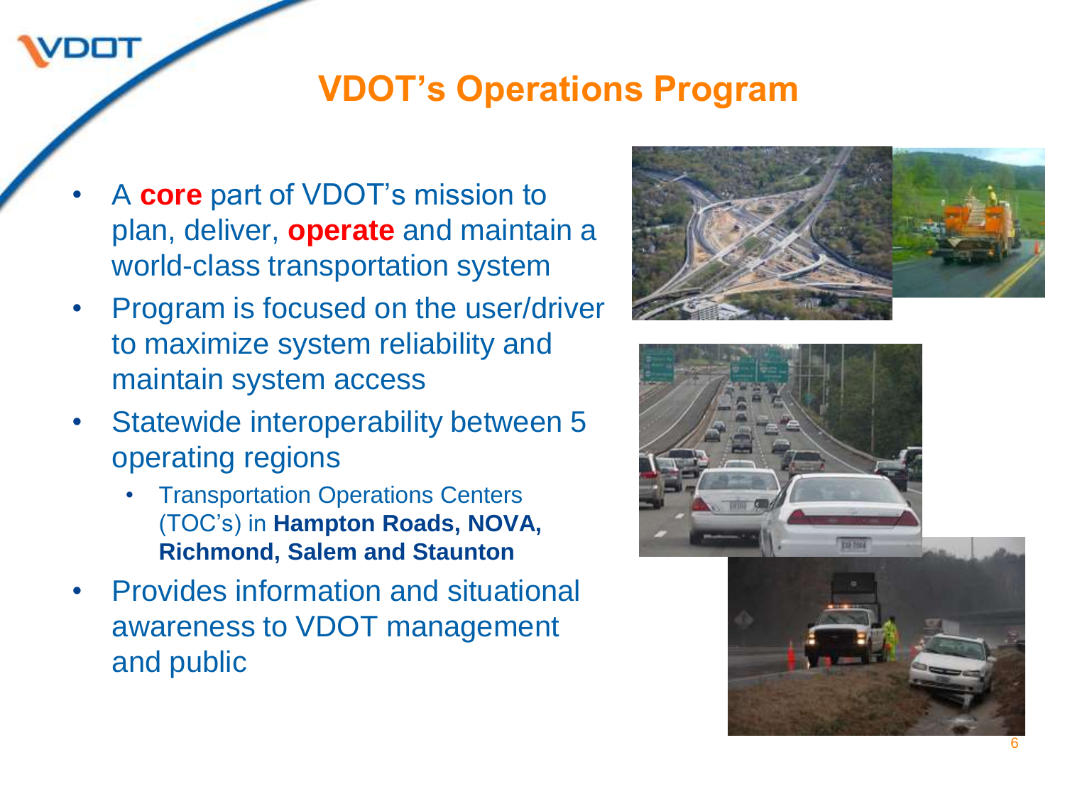# VDOT's Operations Program

- A **core** part of VDOT's mission to plan, deliver, **operate** and maintain a world-class transportation system
- Program is focused on the user/driver to maximize system reliability and maintain system access
- Statewide interoperability between 5 operating regions
  - Transportation Operations Centers (TOC's) in **Hampton Roads, NOVA, Richmond, Salem and Staunton**
- Provides information and situational awareness to VDOT management and public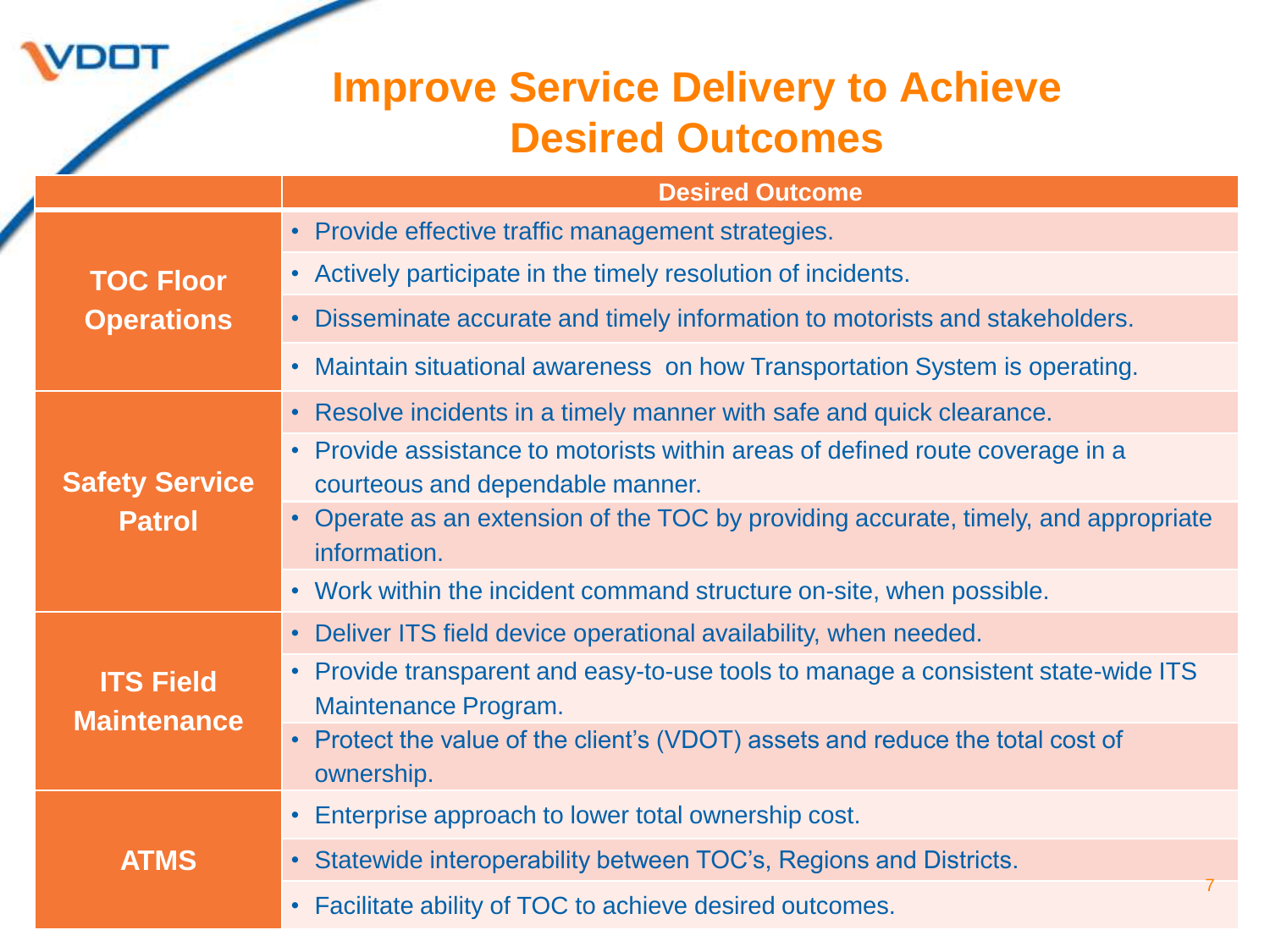# Improve Service Delivery to Achieve Desired Outcomes

| | Desired Outcome |
|---|---|
| **TOC Floor Operations** | • Provide effective traffic management strategies. |
| | • Actively participate in the timely resolution of incidents. |
| | • Disseminate accurate and timely information to motorists and stakeholders. |
| | • Maintain situational awareness on how Transportation System is operating. |
| **Safety Service Patrol** | • Resolve incidents in a timely manner with safe and quick clearance. |
| | • Provide assistance to motorists within areas of defined route coverage in a courteous and dependable manner. |
| | • Operate as an extension of the TOC by providing accurate, timely, and appropriate information. |
| | • Work within the incident command structure on-site, when possible. |
| **ITS Field Maintenance** | • Deliver ITS field device operational availability, when needed. |
| | • Provide transparent and easy-to-use tools to manage a consistent state-wide ITS Maintenance Program. |
| | • Protect the value of the client's (VDOT) assets and reduce the total cost of ownership. |
| **ATMS** | • Enterprise approach to lower total ownership cost. |
| | • Statewide interoperability between TOC's, Regions and Districts. |
| | • Facilitate ability of TOC to achieve desired outcomes. |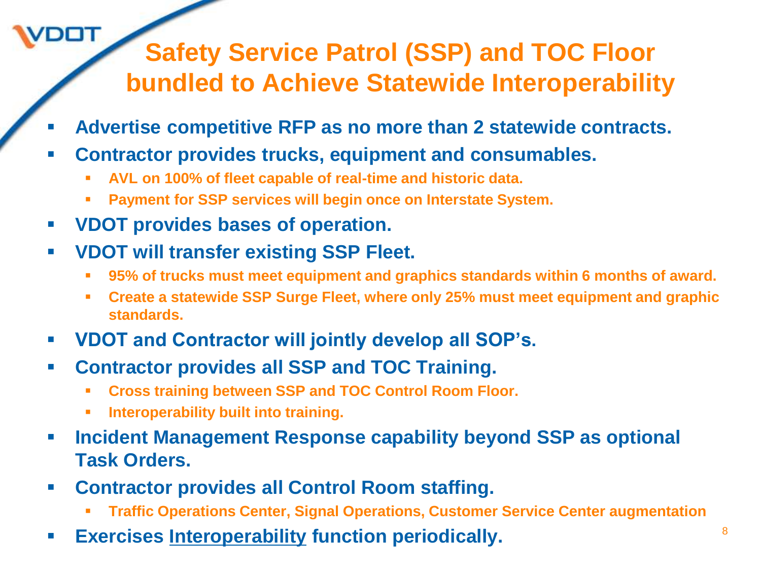# Safety Service Patrol (SSP) and TOC Floor bundled to Achieve Statewide Interoperability

- **Advertise competitive RFP as no more than 2 statewide contracts.**
- **Contractor provides trucks, equipment and consumables.**
  - **AVL on 100% of fleet capable of real-time and historic data.**
  - **Payment for SSP services will begin once on Interstate System.**
- **VDOT provides bases of operation.**
- **VDOT will transfer existing SSP Fleet.**
  - **95% of trucks must meet equipment and graphics standards within 6 months of award.**
  - **Create a statewide SSP Surge Fleet, where only 25% must meet equipment and graphic standards.**
- **VDOT and Contractor will jointly develop all SOP's.**
- **Contractor provides all SSP and TOC Training.**
  - **Cross training between SSP and TOC Control Room Floor.**
  - **Interoperability built into training.**
- **Incident Management Response capability beyond SSP as optional Task Orders.**
- **Contractor provides all Control Room staffing.**
  - **Traffic Operations Center, Signal Operations, Customer Service Center augmentation**
- **Exercises <u>Interoperability</u> function periodically.**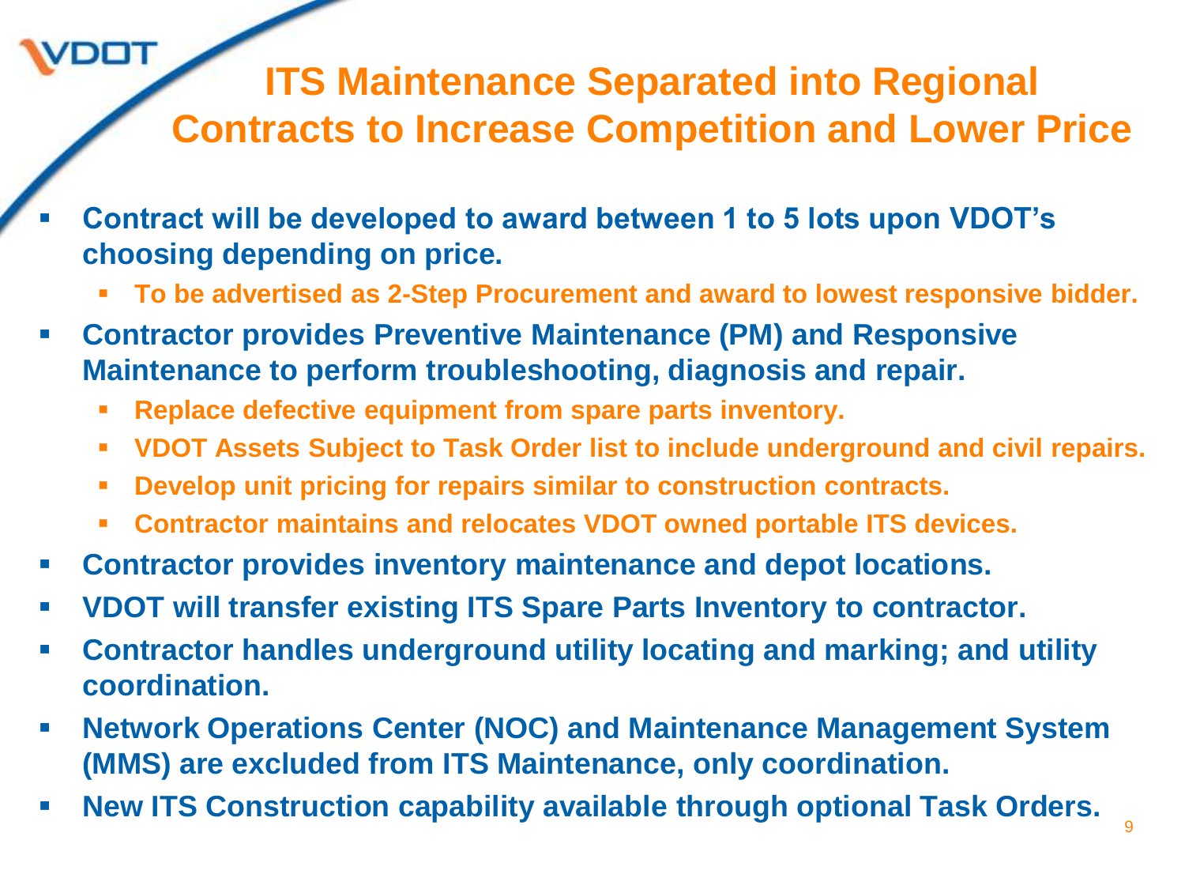# ITS Maintenance Separated into Regional Contracts to Increase Competition and Lower Price

- **Contract will be developed to award between 1 to 5 lots upon VDOT's choosing depending on price.**
  - **To be advertised as 2-Step Procurement and award to lowest responsive bidder.**
- **Contractor provides Preventive Maintenance (PM) and Responsive Maintenance to perform troubleshooting, diagnosis and repair.**
  - **Replace defective equipment from spare parts inventory.**
  - **VDOT Assets Subject to Task Order list to include underground and civil repairs.**
  - **Develop unit pricing for repairs similar to construction contracts.**
  - **Contractor maintains and relocates VDOT owned portable ITS devices.**
- **Contractor provides inventory maintenance and depot locations.**
- **VDOT will transfer existing ITS Spare Parts Inventory to contractor.**
- **Contractor handles underground utility locating and marking; and utility coordination.**
- **Network Operations Center (NOC) and Maintenance Management System (MMS) are excluded from ITS Maintenance, only coordination.**
- **New ITS Construction capability available through optional Task Orders.**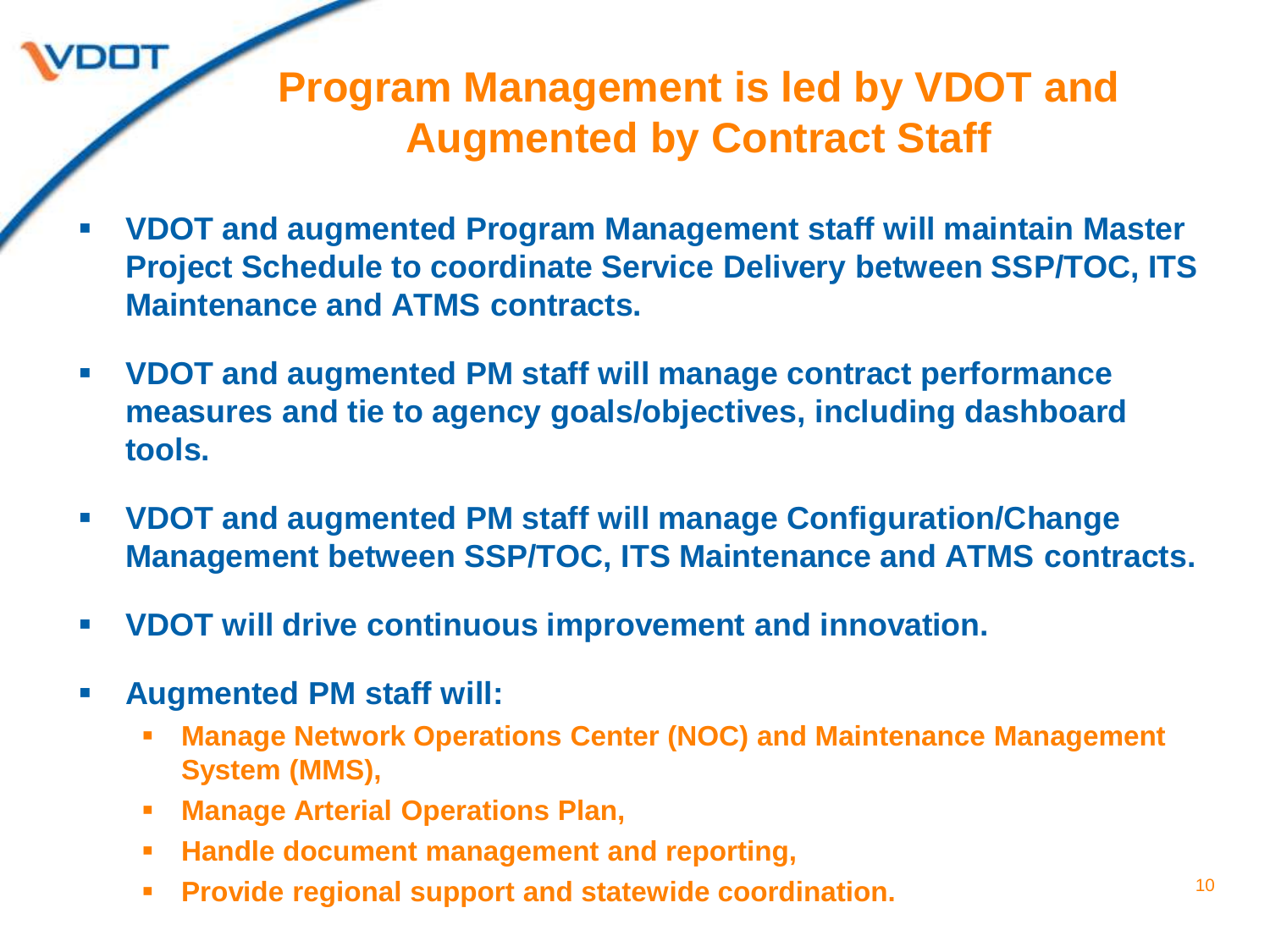# Program Management is led by VDOT and Augmented by Contract Staff

- **VDOT and augmented Program Management staff will maintain Master Project Schedule to coordinate Service Delivery between SSP/TOC, ITS Maintenance and ATMS contracts.**
- **VDOT and augmented PM staff will manage contract performance measures and tie to agency goals/objectives, including dashboard tools.**
- **VDOT and augmented PM staff will manage Configuration/Change Management between SSP/TOC, ITS Maintenance and ATMS contracts.**
- **VDOT will drive continuous improvement and innovation.**
- **Augmented PM staff will:**
  - **Manage Network Operations Center (NOC) and Maintenance Management System (MMS),**
  - **Manage Arterial Operations Plan,**
  - **Handle document management and reporting,**
  - **Provide regional support and statewide coordination.**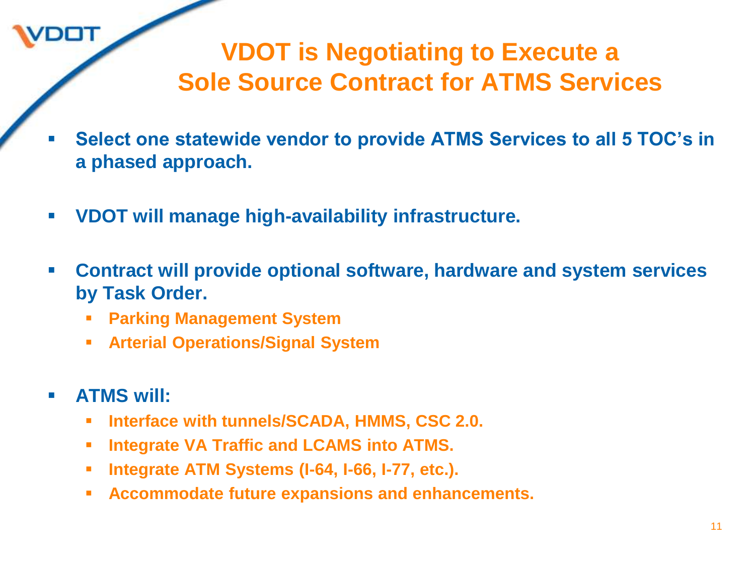# VDOT is Negotiating to Execute a Sole Source Contract for ATMS Services

- **Select one statewide vendor to provide ATMS Services to all 5 TOC's in a phased approach.**
- **VDOT will manage high-availability infrastructure.**
- **Contract will provide optional software, hardware and system services by Task Order.**
  - **Parking Management System**
  - **Arterial Operations/Signal System**
- **ATMS will:**
  - **Interface with tunnels/SCADA, HMMS, CSC 2.0.**
  - **Integrate VA Traffic and LCAMS into ATMS.**
  - **Integrate ATM Systems (I-64, I-66, I-77, etc.).**
  - **Accommodate future expansions and enhancements.**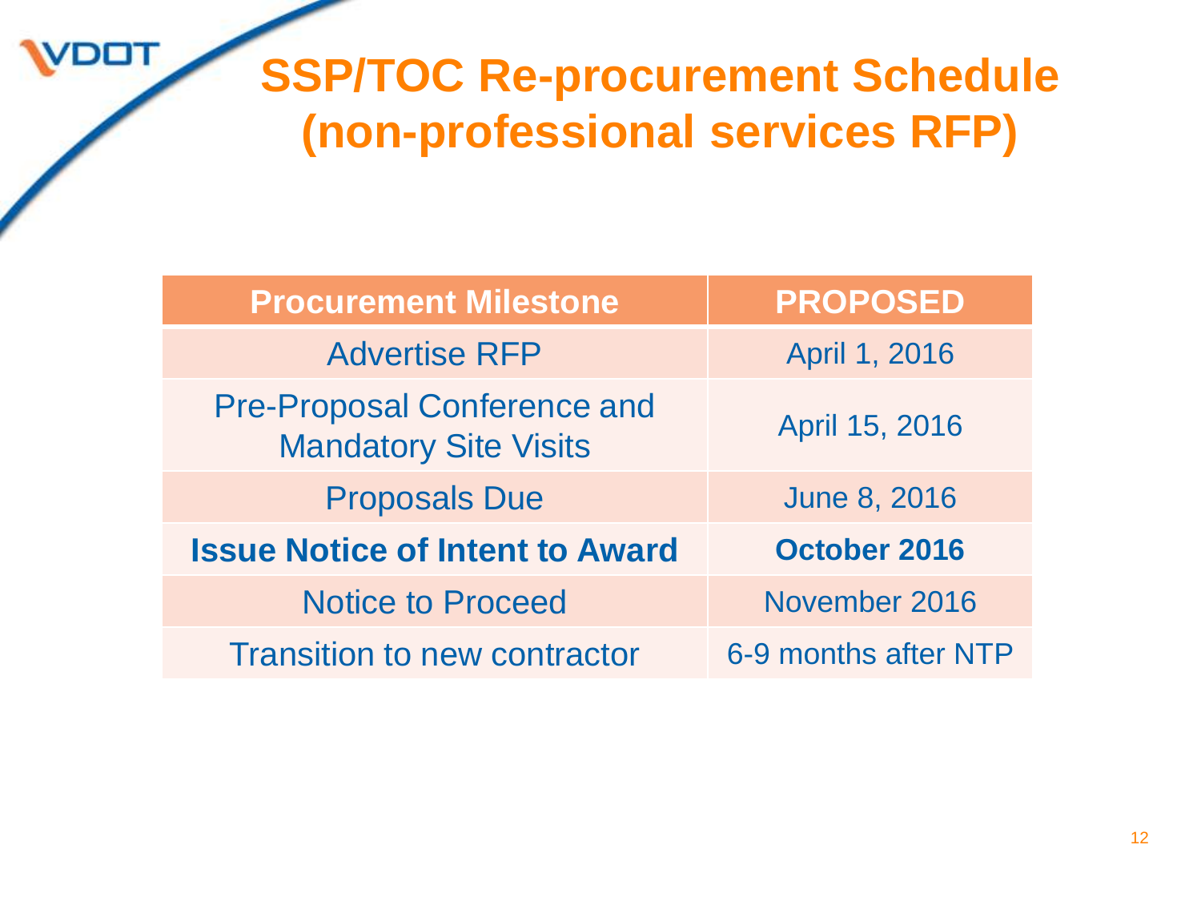# SSP/TOC Re-procurement Schedule (non-professional services RFP)

| Procurement Milestone | PROPOSED |
| --- | --- |
| Advertise RFP | April 1, 2016 |
| Pre-Proposal Conference and Mandatory Site Visits | April 15, 2016 |
| Proposals Due | June 8, 2016 |
| **Issue Notice of Intent to Award** | **October 2016** |
| Notice to Proceed | November 2016 |
| Transition to new contractor | 6-9 months after NTP |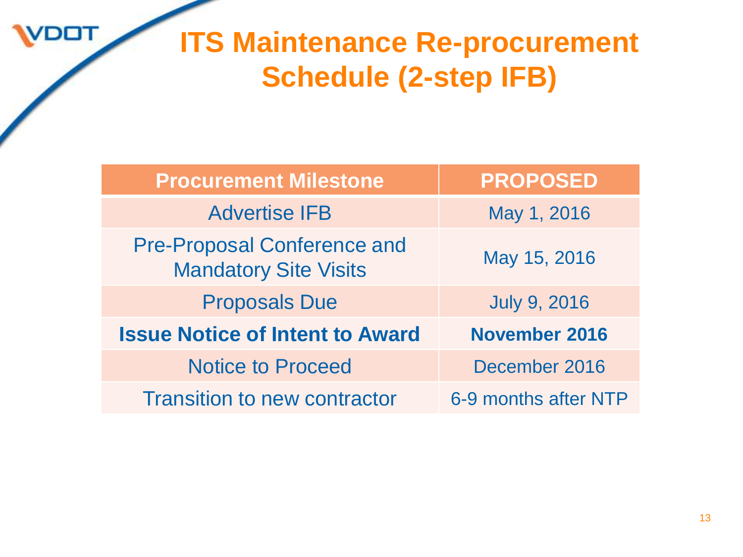# ITS Maintenance Re-procurement Schedule (2-step IFB)

| Procurement Milestone | PROPOSED |
| --- | --- |
| Advertise IFB | May 1, 2016 |
| Pre-Proposal Conference and Mandatory Site Visits | May 15, 2016 |
| Proposals Due | July 9, 2016 |
| **Issue Notice of Intent to Award** | **November 2016** |
| Notice to Proceed | December 2016 |
| Transition to new contractor | 6-9 months after NTP |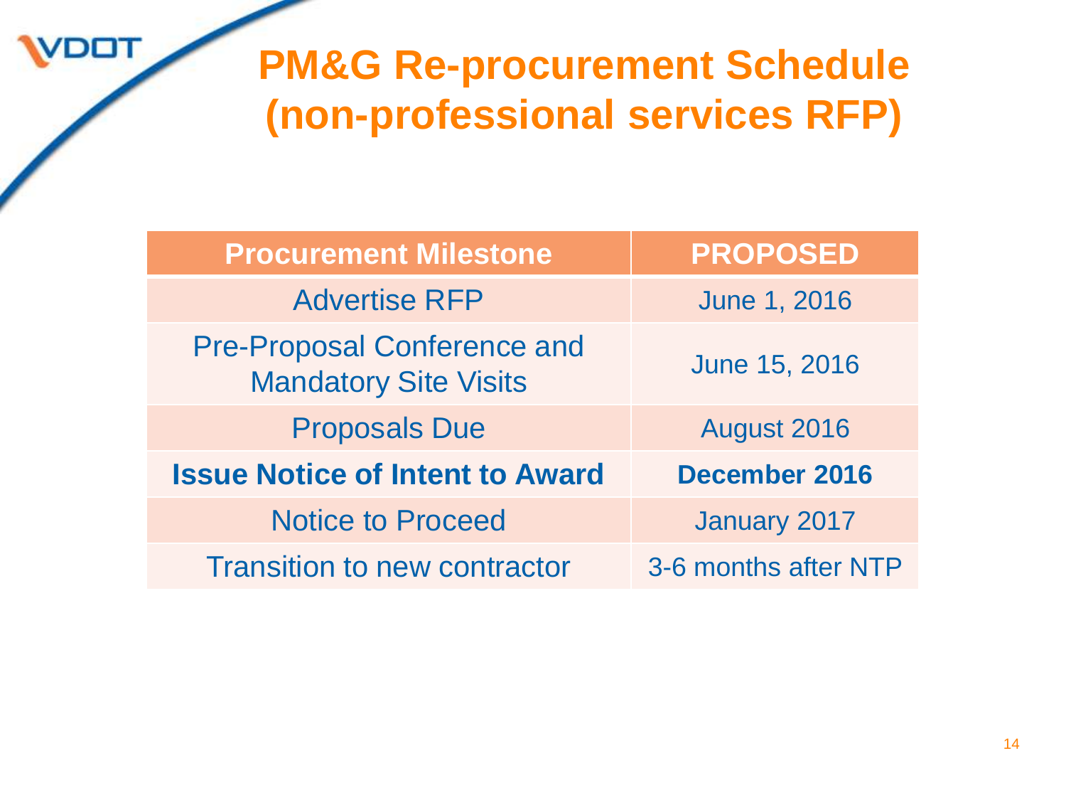# PM&G Re-procurement Schedule (non-professional services RFP)

| Procurement Milestone | PROPOSED |
| --- | --- |
| Advertise RFP | June 1, 2016 |
| Pre-Proposal Conference and Mandatory Site Visits | June 15, 2016 |
| Proposals Due | August 2016 |
| **Issue Notice of Intent to Award** | **December 2016** |
| Notice to Proceed | January 2017 |
| Transition to new contractor | 3-6 months after NTP |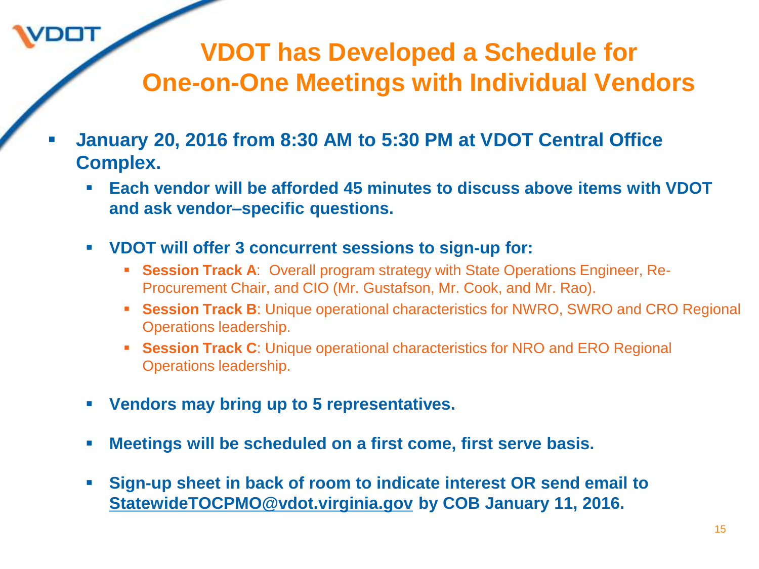# VDOT has Developed a Schedule for One-on-One Meetings with Individual Vendors

- **January 20, 2016 from 8:30 AM to 5:30 PM at VDOT Central Office Complex.**
  - **Each vendor will be afforded 45 minutes to discuss above items with VDOT and ask vendor–specific questions.**
  - **VDOT will offer 3 concurrent sessions to sign-up for:**
    - **Session Track A**: Overall program strategy with State Operations Engineer, Re-Procurement Chair, and CIO (Mr. Gustafson, Mr. Cook, and Mr. Rao).
    - **Session Track B**: Unique operational characteristics for NWRO, SWRO and CRO Regional Operations leadership.
    - **Session Track C**: Unique operational characteristics for NRO and ERO Regional Operations leadership.
  - **Vendors may bring up to 5 representatives.**
  - **Meetings will be scheduled on a first come, first serve basis.**
  - **Sign-up sheet in back of room to indicate interest OR send email to StatewideTOCPMO@vdot.virginia.gov by COB January 11, 2016.**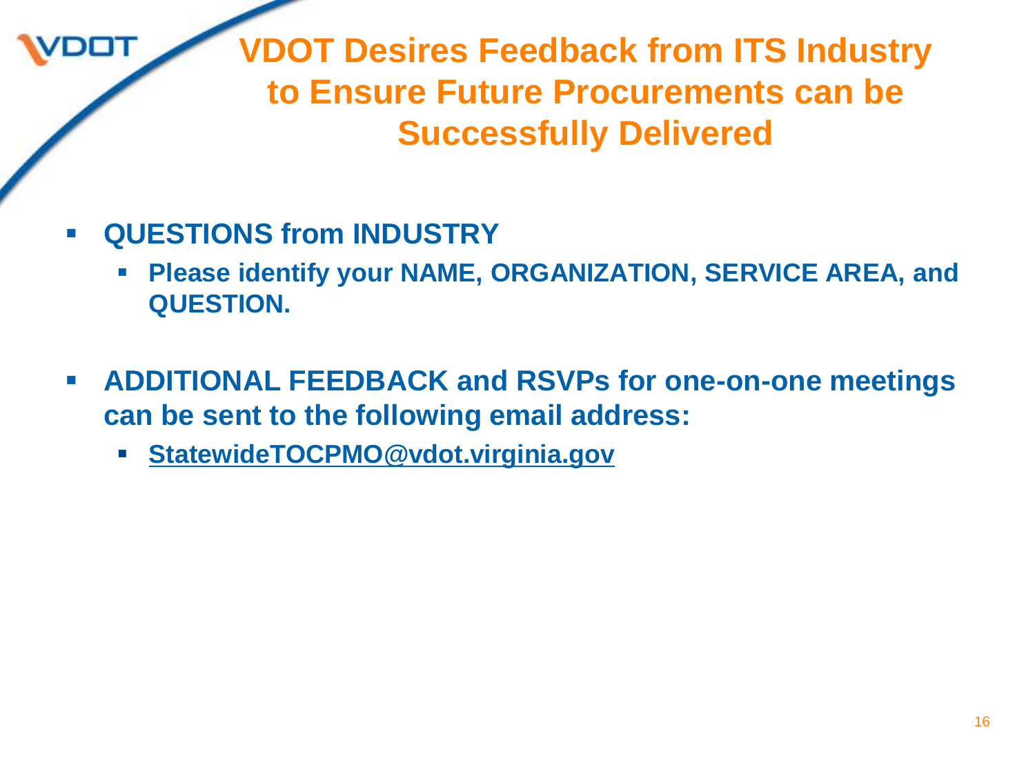# VDOT Desires Feedback from ITS Industry to Ensure Future Procurements can be Successfully Delivered

- **QUESTIONS from INDUSTRY**
  - **Please identify your NAME, ORGANIZATION, SERVICE AREA, and QUESTION.**

- **ADDITIONAL FEEDBACK and RSVPs for one-on-one meetings can be sent to the following email address:**
  - **StatewideTOCPMO@vdot.virginia.gov**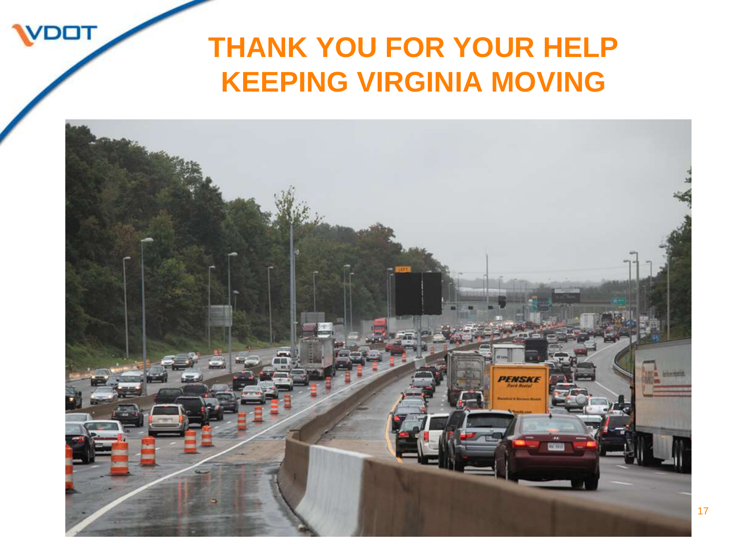# THANK YOU FOR YOUR HELP KEEPING VIRGINIA MOVING